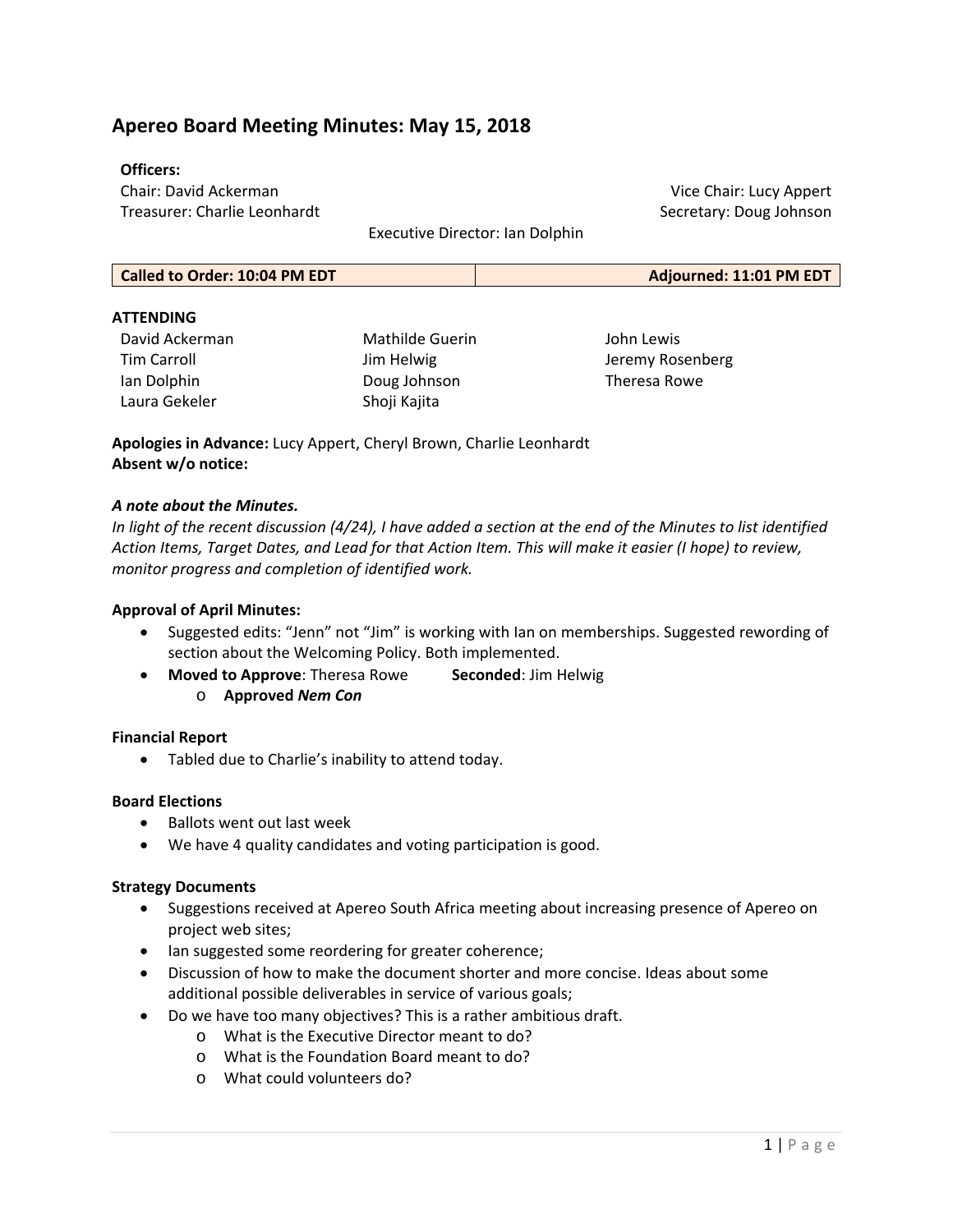# Apereo Board Meeting Minutes: May 15, 2018

**Officers:**

Chair: David Ackerman
Vice Chair: Lucy Appert
Treasurer: Charlie Leonhardt
Secretary: Doug Johnson
Executive Director: Ian Dolphin

| Called to Order: 10:04 PM EDT | Adjourned: 11:01 PM EDT |
|---|---|

**ATTENDING**

| | | |
|---|---|---|
| David Ackerman | Mathilde Guerin | John Lewis |
| Tim Carroll | Jim Helwig | Jeremy Rosenberg |
| Ian Dolphin | Doug Johnson | Theresa Rowe |
| Laura Gekeler | Shoji Kajita | |

**Apologies in Advance:** Lucy Appert, Cheryl Brown, Charlie Leonhardt
**Absent w/o notice:**

***A note about the Minutes.***
*In light of the recent discussion (4/24), I have added a section at the end of the Minutes to list identified Action Items, Target Dates, and Lead for that Action Item. This will make it easier (I hope) to review, monitor progress and completion of identified work.*

**Approval of April Minutes:**

- Suggested edits: "Jenn" not "Jim" is working with Ian on memberships. Suggested rewording of section about the Welcoming Policy. Both implemented.
- **Moved to Approve**: Theresa Rowe **Seconded**: Jim Helwig
  - **Approved *Nem Con***

**Financial Report**

- Tabled due to Charlie's inability to attend today.

**Board Elections**

- Ballots went out last week
- We have 4 quality candidates and voting participation is good.

**Strategy Documents**

- Suggestions received at Apereo South Africa meeting about increasing presence of Apereo on project web sites;
- Ian suggested some reordering for greater coherence;
- Discussion of how to make the document shorter and more concise. Ideas about some additional possible deliverables in service of various goals;
- Do we have too many objectives? This is a rather ambitious draft.
  - What is the Executive Director meant to do?
  - What is the Foundation Board meant to do?
  - What could volunteers do?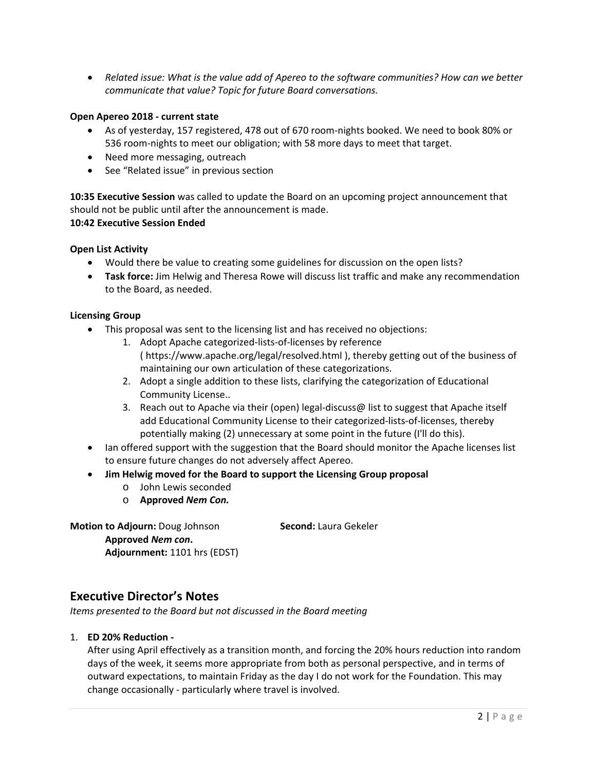- *Related issue: What is the value add of Apereo to the software communities? How can we better communicate that value? Topic for future Board conversations.*

**Open Apereo 2018 - current state**

- As of yesterday, 157 registered, 478 out of 670 room-nights booked. We need to book 80% or 536 room-nights to meet our obligation; with 58 more days to meet that target.
- Need more messaging, outreach
- See "Related issue" in previous section

**10:35 Executive Session** was called to update the Board on an upcoming project announcement that should not be public until after the announcement is made.
**10:42 Executive Session Ended**

**Open List Activity**

- Would there be value to creating some guidelines for discussion on the open lists?
- **Task force:** Jim Helwig and Theresa Rowe will discuss list traffic and make any recommendation to the Board, as needed.

**Licensing Group**

- This proposal was sent to the licensing list and has received no objections:
    1. Adopt Apache categorized-lists-of-licenses by reference ( https://www.apache.org/legal/resolved.html ), thereby getting out of the business of maintaining our own articulation of these categorizations.
    2. Adopt a single addition to these lists, clarifying the categorization of Educational Community License..
    3. Reach out to Apache via their (open) legal-discuss@ list to suggest that Apache itself add Educational Community License to their categorized-lists-of-licenses, thereby potentially making (2) unnecessary at some point in the future (I'll do this).
- Ian offered support with the suggestion that the Board should monitor the Apache licenses list to ensure future changes do not adversely affect Apereo.
- **Jim Helwig moved for the Board to support the Licensing Group proposal**
    - John Lewis seconded
    - **Approved *Nem Con.***

**Motion to Adjourn:** Doug Johnson **Second:** Laura Gekeler
**Approved *Nem con*.**
**Adjournment:** 1101 hrs (EDST)

## Executive Director's Notes

*Items presented to the Board but not discussed in the Board meeting*

1. **ED 20% Reduction -**
   After using April effectively as a transition month, and forcing the 20% hours reduction into random days of the week, it seems more appropriate from both as personal perspective, and in terms of outward expectations, to maintain Friday as the day I do not work for the Foundation. This may change occasionally - particularly where travel is involved.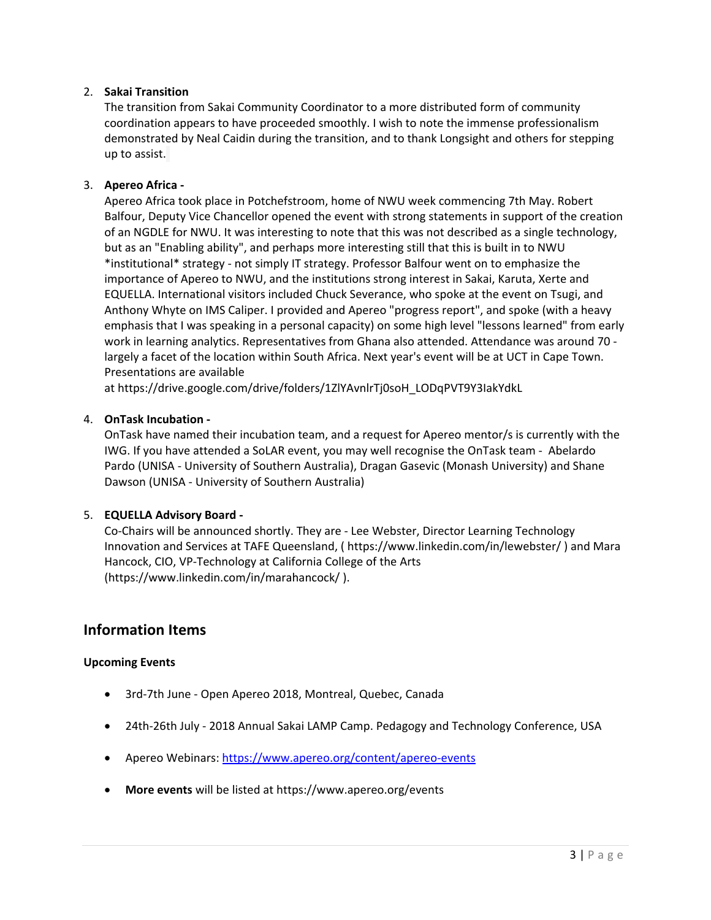2. **Sakai Transition**
   The transition from Sakai Community Coordinator to a more distributed form of community coordination appears to have proceeded smoothly. I wish to note the immense professionalism demonstrated by Neal Caidin during the transition, and to thank Longsight and others for stepping up to assist.

3. **Apereo Africa -**
   Apereo Africa took place in Potchefstroom, home of NWU week commencing 7th May. Robert Balfour, Deputy Vice Chancellor opened the event with strong statements in support of the creation of an NGDLE for NWU. It was interesting to note that this was not described as a single technology, but as an "Enabling ability", and perhaps more interesting still that this is built in to NWU *institutional* strategy - not simply IT strategy. Professor Balfour went on to emphasize the importance of Apereo to NWU, and the institutions strong interest in Sakai, Karuta, Xerte and EQUELLA. International visitors included Chuck Severance, who spoke at the event on Tsugi, and Anthony Whyte on IMS Caliper. I provided and Apereo "progress report", and spoke (with a heavy emphasis that I was speaking in a personal capacity) on some high level "lessons learned" from early work in learning analytics. Representatives from Ghana also attended. Attendance was around 70 - largely a facet of the location within South Africa. Next year's event will be at UCT in Cape Town. Presentations are available at https://drive.google.com/drive/folders/1ZlYAvnlrTj0soH_LODqPVT9Y3IakYdkL

4. **OnTask Incubation -**
   OnTask have named their incubation team, and a request for Apereo mentor/s is currently with the IWG. If you have attended a SoLAR event, you may well recognise the OnTask team - Abelardo Pardo (UNISA - University of Southern Australia), Dragan Gasevic (Monash University) and Shane Dawson (UNISA - University of Southern Australia)

5. **EQUELLA Advisory Board -**
   Co-Chairs will be announced shortly. They are - Lee Webster, Director Learning Technology Innovation and Services at TAFE Queensland, ( https://www.linkedin.com/in/lewebster/ ) and Mara Hancock, CIO, VP-Technology at California College of the Arts (https://www.linkedin.com/in/marahancock/ ).

## Information Items

### Upcoming Events

- 3rd-7th June - Open Apereo 2018, Montreal, Quebec, Canada
- 24th-26th July - 2018 Annual Sakai LAMP Camp. Pedagogy and Technology Conference, USA
- Apereo Webinars: https://www.apereo.org/content/apereo-events
- **More events** will be listed at https://www.apereo.org/events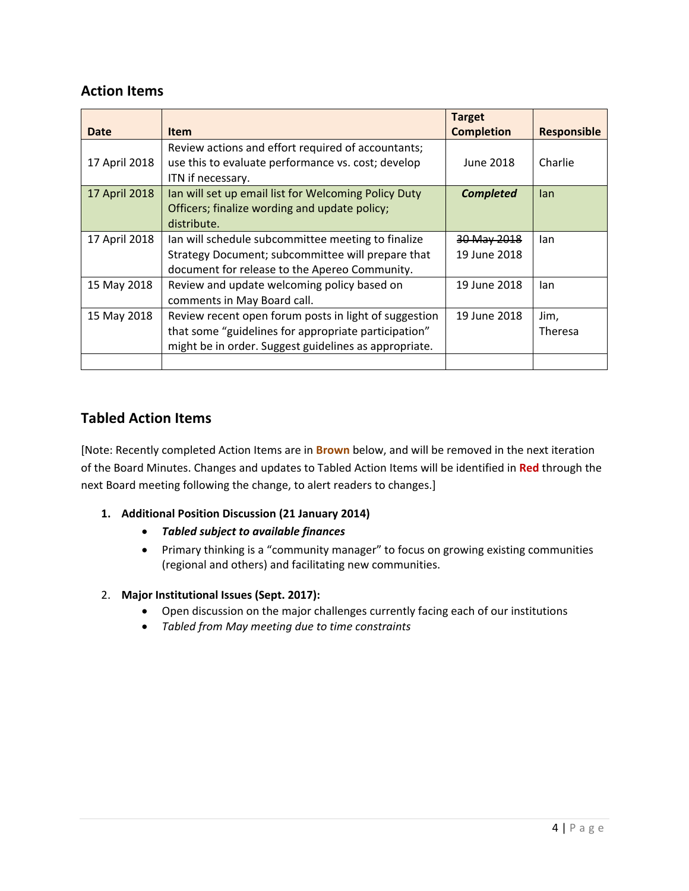## Action Items

| Date | Item | Target Completion | Responsible |
|---|---|---|---|
| 17 April 2018 | Review actions and effort required of accountants; use this to evaluate performance vs. cost; develop ITN if necessary. | June 2018 | Charlie |
| 17 April 2018 | Ian will set up email list for Welcoming Policy Duty Officers; finalize wording and update policy; distribute. | ***Completed*** | Ian |
| 17 April 2018 | Ian will schedule subcommittee meeting to finalize Strategy Document; subcommittee will prepare that document for release to the Apereo Community. | ~~30 May 2018~~ 19 June 2018 | Ian |
| 15 May 2018 | Review and update welcoming policy based on comments in May Board call. | 19 June 2018 | Ian |
| 15 May 2018 | Review recent open forum posts in light of suggestion that some "guidelines for appropriate participation" might be in order. Suggest guidelines as appropriate. | 19 June 2018 | Jim, Theresa |
| | | | |

## Tabled Action Items

[Note: Recently completed Action Items are in **Brown** below, and will be removed in the next iteration of the Board Minutes. Changes and updates to Tabled Action Items will be identified in **Red** through the next Board meeting following the change, to alert readers to changes.]

1. **Additional Position Discussion (21 January 2014)**
   - ***Tabled subject to available finances***
   - Primary thinking is a "community manager" to focus on growing existing communities (regional and others) and facilitating new communities.

2. **Major Institutional Issues (Sept. 2017):**
   - Open discussion on the major challenges currently facing each of our institutions
   - *Tabled from May meeting due to time constraints*